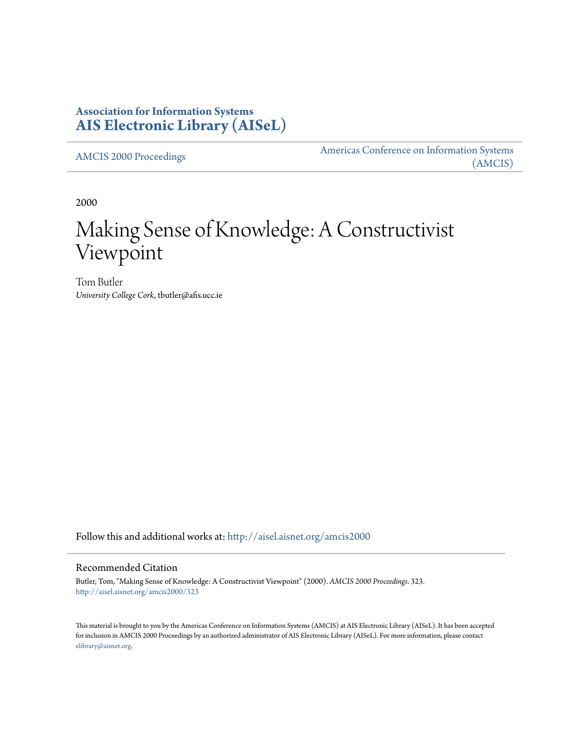**Association for Information Systems**
**AIS Electronic Library (AISeL)**

AMCIS 2000 Proceedings

Americas Conference on Information Systems (AMCIS)

2000

# Making Sense of Knowledge: A Constructivist Viewpoint

Tom Butler
*University College Cork*, tbutler@afis.ucc.ie

Follow this and additional works at: http://aisel.aisnet.org/amcis2000

## Recommended Citation

Butler, Tom, "Making Sense of Knowledge: A Constructivist Viewpoint" (2000). *AMCIS 2000 Proceedings*. 323.
http://aisel.aisnet.org/amcis2000/323

This material is brought to you by the Americas Conference on Information Systems (AMCIS) at AIS Electronic Library (AISeL). It has been accepted for inclusion in AMCIS 2000 Proceedings by an authorized administrator of AIS Electronic Library (AISeL). For more information, please contact elibrary@aisnet.org.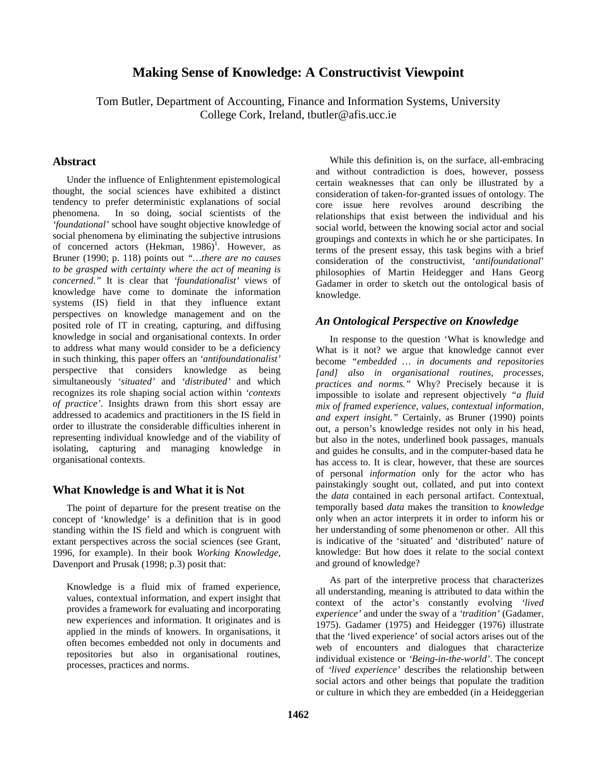# Making Sense of Knowledge: A Constructivist Viewpoint

Tom Butler, Department of Accounting, Finance and Information Systems, University College Cork, Ireland, tbutler@afis.ucc.ie

## Abstract

Under the influence of Enlightenment epistemological thought, the social sciences have exhibited a distinct tendency to prefer deterministic explanations of social phenomena. In so doing, social scientists of the *'foundational'* school have sought objective knowledge of social phenomena by eliminating the subjective intrusions of concerned actors (Hekman, 1986)[1]. However, as Bruner (1990; p. 118) points out *"…there are no causes to be grasped with certainty where the act of meaning is concerned."* It is clear that *'foundationalist'* views of knowledge have come to dominate the information systems (IS) field in that they influence extant perspectives on knowledge management and on the posited role of IT in creating, capturing, and diffusing knowledge in social and organisational contexts. In order to address what many would consider to be a deficiency in such thinking, this paper offers an *'antifoundationalist'* perspective that considers knowledge as being simultaneously *'situated'* and *'distributed'* and which recognizes its role shaping social action within *'contexts of practice'*. Insights drawn from this short essay are addressed to academics and practitioners in the IS field in order to illustrate the considerable difficulties inherent in representing individual knowledge and of the viability of isolating, capturing and managing knowledge in organisational contexts.

## What Knowledge is and What it is Not

The point of departure for the present treatise on the concept of 'knowledge' is a definition that is in good standing within the IS field and which is congruent with extant perspectives across the social sciences (see Grant, 1996, for example). In their book *Working Knowledge*, Davenport and Prusak (1998; p.3) posit that:

> Knowledge is a fluid mix of framed experience, values, contextual information, and expert insight that provides a framework for evaluating and incorporating new experiences and information. It originates and is applied in the minds of knowers. In organisations, it often becomes embedded not only in documents and repositories but also in organisational routines, processes, practices and norms.

While this definition is, on the surface, all-embracing and without contradiction is does, however, possess certain weaknesses that can only be illustrated by a consideration of taken-for-granted issues of ontology. The core issue here revolves around describing the relationships that exist between the individual and his social world, between the knowing social actor and social groupings and contexts in which he or she participates. In terms of the present essay, this task begins with a brief consideration of the constructivist, '*antifoundational*' philosophies of Martin Heidegger and Hans Georg Gadamer in order to sketch out the ontological basis of knowledge.

## *An Ontological Perspective on Knowledge*

In response to the question 'What is knowledge and What is it not? we argue that knowledge cannot ever become *"embedded … in documents and repositories [and] also in organisational routines, processes, practices and norms."* Why? Precisely because it is impossible to isolate and represent objectively *"a fluid mix of framed experience, values, contextual information, and expert insight."* Certainly, as Bruner (1990) points out, a person's knowledge resides not only in his head, but also in the notes, underlined book passages, manuals and guides he consults, and in the computer-based data he has access to. It is clear, however, that these are sources of personal *information* only for the actor who has painstakingly sought out, collated, and put into context the *data* contained in each personal artifact. Contextual, temporally based *data* makes the transition to *knowledge* only when an actor interprets it in order to inform his or her understanding of some phenomenon or other. All this is indicative of the 'situated' and 'distributed' nature of knowledge: But how does it relate to the social context and ground of knowledge?

As part of the interpretive process that characterizes all understanding, meaning is attributed to data within the context of the actor's constantly evolving *'lived experience'* and under the sway of a *'tradition'* (Gadamer, 1975). Gadamer (1975) and Heidegger (1976) illustrate that the 'lived experience' of social actors arises out of the web of encounters and dialogues that characterize individual existence or *'Being-in-the-world'*. The concept of *'lived experience'* describes the relationship between social actors and other beings that populate the tradition or culture in which they are embedded (in a Heideggerian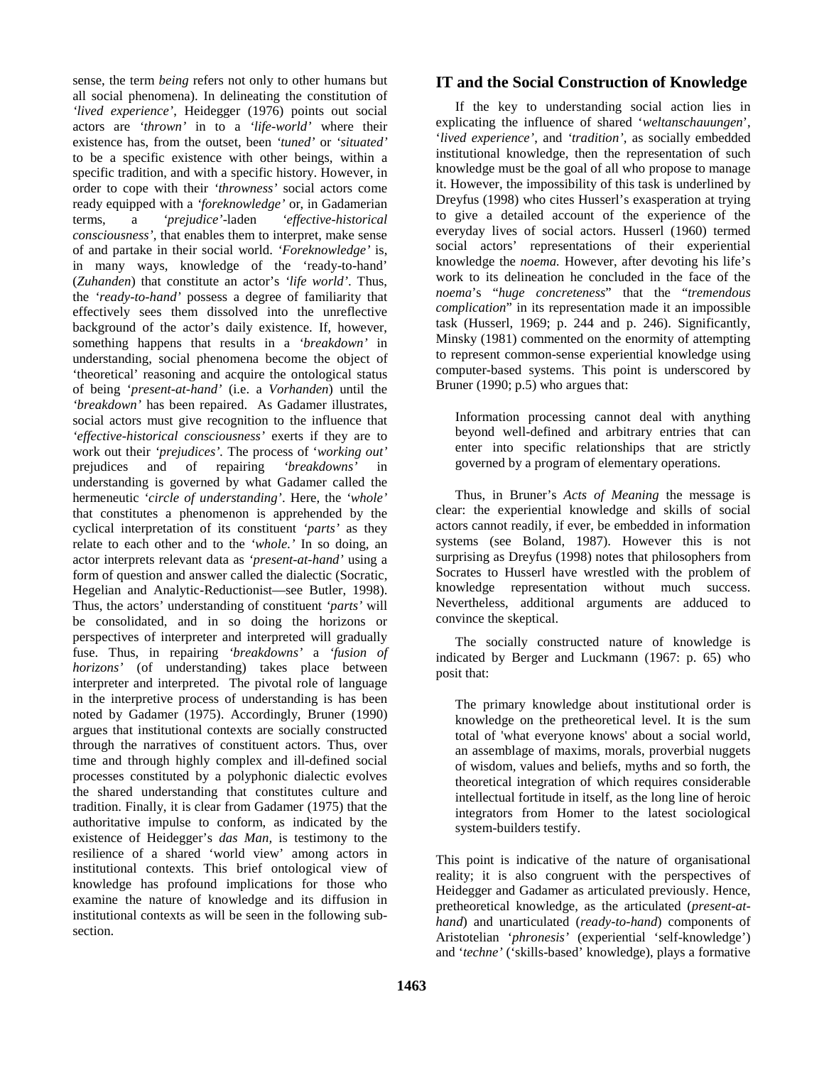sense, the term *being* refers not only to other humans but all social phenomena). In delineating the constitution of *'lived experience'*, Heidegger (1976) points out social actors are *'thrown'* in to a *'life-world'* where their existence has, from the outset, been *'tuned'* or *'situated'* to be a specific existence with other beings, within a specific tradition, and with a specific history. However, in order to cope with their *'throwness'* social actors come ready equipped with a *'foreknowledge'* or, in Gadamerian terms, a *'prejudice'*-laden *'effective-historical consciousness'*, that enables them to interpret, make sense of and partake in their social world. *'Foreknowledge'* is, in many ways, knowledge of the 'ready-to-hand' (*Zuhanden*) that constitute an actor's *'life world'*. Thus, the *'ready-to-hand'* possess a degree of familiarity that effectively sees them dissolved into the unreflective background of the actor's daily existence. If, however, something happens that results in a *'breakdown'* in understanding, social phenomena become the object of 'theoretical' reasoning and acquire the ontological status of being *'present-at-hand'* (i.e. a *Vorhanden*) until the *'breakdown'* has been repaired. As Gadamer illustrates, social actors must give recognition to the influence that *'effective-historical consciousness'* exerts if they are to work out their *'prejudices'*. The process of *'working out'* prejudices and of repairing *'breakdowns'* in understanding is governed by what Gadamer called the hermeneutic *'circle of understanding'*. Here, the *'whole'* that constitutes a phenomenon is apprehended by the cyclical interpretation of its constituent *'parts'* as they relate to each other and to the *'whole.'* In so doing, an actor interprets relevant data as *'present-at-hand'* using a form of question and answer called the dialectic (Socratic, Hegelian and Analytic-Reductionist—see Butler, 1998). Thus, the actors' understanding of constituent *'parts'* will be consolidated, and in so doing the horizons or perspectives of interpreter and interpreted will gradually fuse. Thus, in repairing *'breakdowns'* a *'fusion of horizons'* (of understanding) takes place between interpreter and interpreted. The pivotal role of language in the interpretive process of understanding is has been noted by Gadamer (1975). Accordingly, Bruner (1990) argues that institutional contexts are socially constructed through the narratives of constituent actors. Thus, over time and through highly complex and ill-defined social processes constituted by a polyphonic dialectic evolves the shared understanding that constitutes culture and tradition. Finally, it is clear from Gadamer (1975) that the authoritative impulse to conform, as indicated by the existence of Heidegger's *das Man,* is testimony to the resilience of a shared 'world view' among actors in institutional contexts. This brief ontological view of knowledge has profound implications for those who examine the nature of knowledge and its diffusion in institutional contexts as will be seen in the following sub-section.

## IT and the Social Construction of Knowledge

If the key to understanding social action lies in explicating the influence of shared '*weltanschauungen*', '*lived experience*', and *'tradition'*, as socially embedded institutional knowledge, then the representation of such knowledge must be the goal of all who propose to manage it. However, the impossibility of this task is underlined by Dreyfus (1998) who cites Husserl's exasperation at trying to give a detailed account of the experience of the everyday lives of social actors. Husserl (1960) termed social actors' representations of their experiential knowledge the *noema.* However, after devoting his life's work to its delineation he concluded in the face of the *noema*'s "*huge concreteness*" that the "*tremendous complication*" in its representation made it an impossible task (Husserl, 1969; p. 244 and p. 246). Significantly, Minsky (1981) commented on the enormity of attempting to represent common-sense experiential knowledge using computer-based systems. This point is underscored by Bruner (1990; p.5) who argues that:

> Information processing cannot deal with anything beyond well-defined and arbitrary entries that can enter into specific relationships that are strictly governed by a program of elementary operations.

Thus, in Bruner's *Acts of Meaning* the message is clear: the experiential knowledge and skills of social actors cannot readily, if ever, be embedded in information systems (see Boland, 1987). However this is not surprising as Dreyfus (1998) notes that philosophers from Socrates to Husserl have wrestled with the problem of knowledge representation without much success. Nevertheless, additional arguments are adduced to convince the skeptical.

The socially constructed nature of knowledge is indicated by Berger and Luckmann (1967: p. 65) who posit that:

> The primary knowledge about institutional order is knowledge on the pretheoretical level. It is the sum total of 'what everyone knows' about a social world, an assemblage of maxims, morals, proverbial nuggets of wisdom, values and beliefs, myths and so forth, the theoretical integration of which requires considerable intellectual fortitude in itself, as the long line of heroic integrators from Homer to the latest sociological system-builders testify.

This point is indicative of the nature of organisational reality; it is also congruent with the perspectives of Heidegger and Gadamer as articulated previously. Hence, pretheoretical knowledge, as the articulated (*present-at-hand*) and unarticulated (*ready-to-hand*) components of Aristotelian '*phronesis*' (experiential 'self-knowledge') and '*techne'* ('skills-based' knowledge), plays a formative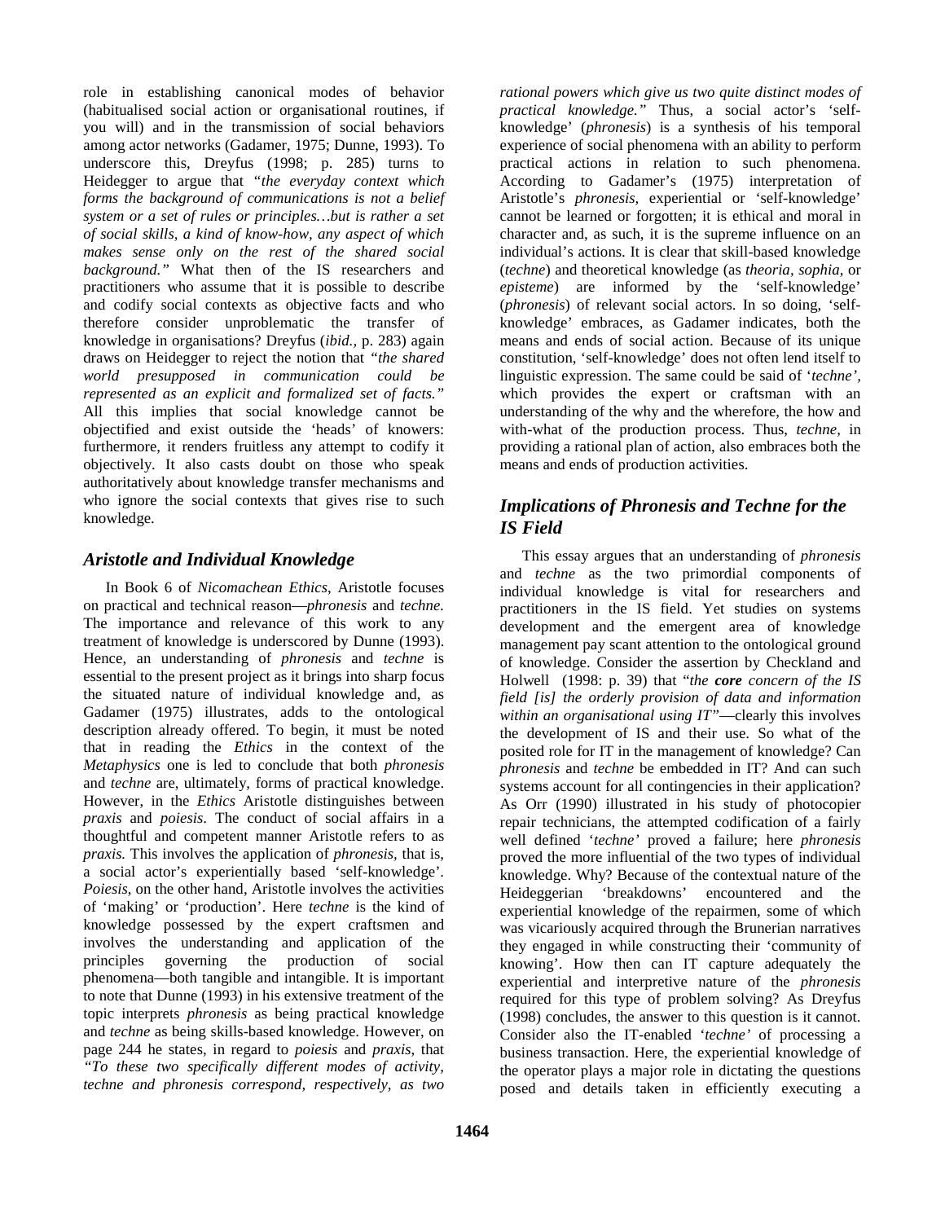role in establishing canonical modes of behavior (habitualised social action or organisational routines, if you will) and in the transmission of social behaviors among actor networks (Gadamer, 1975; Dunne, 1993). To underscore this, Dreyfus (1998; p. 285) turns to Heidegger to argue that *"the everyday context which forms the background of communications is not a belief system or a set of rules or principles…but is rather a set of social skills, a kind of know-how, any aspect of which makes sense only on the rest of the shared social background."* What then of the IS researchers and practitioners who assume that it is possible to describe and codify social contexts as objective facts and who therefore consider unproblematic the transfer of knowledge in organisations? Dreyfus (*ibid.,* p. 283) again draws on Heidegger to reject the notion that *"the shared world presupposed in communication could be represented as an explicit and formalized set of facts."* All this implies that social knowledge cannot be objectified and exist outside the 'heads' of knowers: furthermore, it renders fruitless any attempt to codify it objectively. It also casts doubt on those who speak authoritatively about knowledge transfer mechanisms and who ignore the social contexts that gives rise to such knowledge.

## *Aristotle and Individual Knowledge*

In Book 6 of *Nicomachean Ethics*, Aristotle focuses on practical and technical reason—*phronesis* and *techne.* The importance and relevance of this work to any treatment of knowledge is underscored by Dunne (1993). Hence, an understanding of *phronesis* and *techne* is essential to the present project as it brings into sharp focus the situated nature of individual knowledge and, as Gadamer (1975) illustrates, adds to the ontological description already offered. To begin, it must be noted that in reading the *Ethics* in the context of the *Metaphysics* one is led to conclude that both *phronesis* and *techne* are, ultimately, forms of practical knowledge. However, in the *Ethics* Aristotle distinguishes between *praxis* and *poiesis*. The conduct of social affairs in a thoughtful and competent manner Aristotle refers to as *praxis.* This involves the application of *phronesis,* that is, a social actor's experientially based 'self-knowledge'. *Poiesis*, on the other hand, Aristotle involves the activities of 'making' or 'production'. Here *techne* is the kind of knowledge possessed by the expert craftsmen and involves the understanding and application of the principles governing the production of social phenomena—both tangible and intangible. It is important to note that Dunne (1993) in his extensive treatment of the topic interprets *phronesis* as being practical knowledge and *techne* as being skills-based knowledge. However, on page 244 he states, in regard to *poiesis* and *praxis*, that *"To these two specifically different modes of activity, techne and phronesis correspond, respectively, as two rational powers which give us two quite distinct modes of practical knowledge."* Thus, a social actor's 'self-knowledge' (*phronesis*) is a synthesis of his temporal experience of social phenomena with an ability to perform practical actions in relation to such phenomena. According to Gadamer's (1975) interpretation of Aristotle's *phronesis*, experiential or 'self-knowledge' cannot be learned or forgotten; it is ethical and moral in character and, as such, it is the supreme influence on an individual's actions. It is clear that skill-based knowledge (*techne*) and theoretical knowledge (as *theoria*, *sophia*, or *episteme*) are informed by the 'self-knowledge' (*phronesis*) of relevant social actors. In so doing, 'self-knowledge' embraces, as Gadamer indicates, both the means and ends of social action. Because of its unique constitution, 'self-knowledge' does not often lend itself to linguistic expression. The same could be said of '*techne',* which provides the expert or craftsman with an understanding of the why and the wherefore, the how and with-what of the production process. Thus, *techne,* in providing a rational plan of action, also embraces both the means and ends of production activities.

## *Implications of Phronesis and Techne for the IS Field*

This essay argues that an understanding of *phronesis* and *techne* as the two primordial components of individual knowledge is vital for researchers and practitioners in the IS field. Yet studies on systems development and the emergent area of knowledge management pay scant attention to the ontological ground of knowledge. Consider the assertion by Checkland and Holwell (1998: p. 39) that "*the* ***core*** *concern of the IS field [is] the orderly provision of data and information within an organisational using IT*"—clearly this involves the development of IS and their use. So what of the posited role for IT in the management of knowledge? Can *phronesis* and *techne* be embedded in IT? And can such systems account for all contingencies in their application? As Orr (1990) illustrated in his study of photocopier repair technicians, the attempted codification of a fairly well defined '*techne'* proved a failure; here *phronesis* proved the more influential of the two types of individual knowledge. Why? Because of the contextual nature of the Heideggerian 'breakdowns' encountered and the experiential knowledge of the repairmen, some of which was vicariously acquired through the Brunerian narratives they engaged in while constructing their 'community of knowing'. How then can IT capture adequately the experiential and interpretive nature of the *phronesis* required for this type of problem solving? As Dreyfus (1998) concludes, the answer to this question is it cannot. Consider also the IT-enabled '*techne'* of processing a business transaction. Here, the experiential knowledge of the operator plays a major role in dictating the questions posed and details taken in efficiently executing a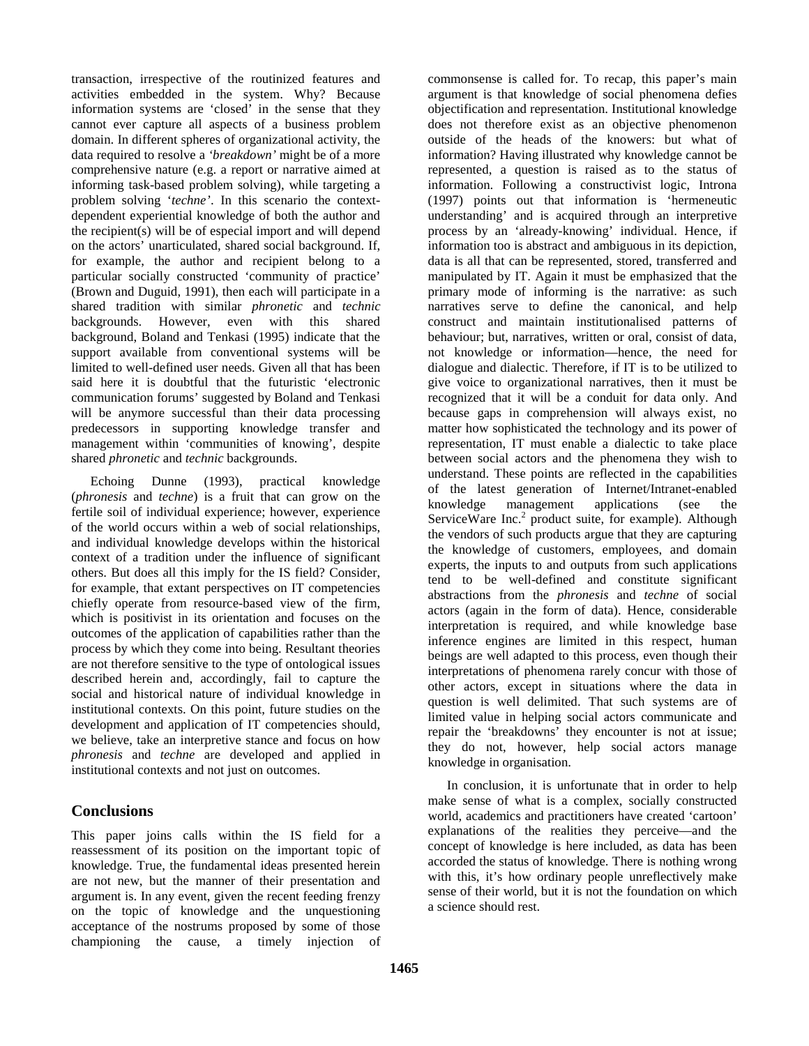transaction, irrespective of the routinized features and activities embedded in the system. Why? Because information systems are 'closed' in the sense that they cannot ever capture all aspects of a business problem domain. In different spheres of organizational activity, the data required to resolve a *'breakdown'* might be of a more comprehensive nature (e.g. a report or narrative aimed at informing task-based problem solving), while targeting a problem solving '*techne'*. In this scenario the context-dependent experiential knowledge of both the author and the recipient(s) will be of especial import and will depend on the actors' unarticulated, shared social background. If, for example, the author and recipient belong to a particular socially constructed 'community of practice' (Brown and Duguid, 1991), then each will participate in a shared tradition with similar *phronetic* and *technic* backgrounds. However, even with this shared background, Boland and Tenkasi (1995) indicate that the support available from conventional systems will be limited to well-defined user needs. Given all that has been said here it is doubtful that the futuristic 'electronic communication forums' suggested by Boland and Tenkasi will be anymore successful than their data processing predecessors in supporting knowledge transfer and management within 'communities of knowing', despite shared *phronetic* and *technic* backgrounds.

Echoing Dunne (1993), practical knowledge (*phronesis* and *techne*) is a fruit that can grow on the fertile soil of individual experience; however, experience of the world occurs within a web of social relationships, and individual knowledge develops within the historical context of a tradition under the influence of significant others. But does all this imply for the IS field? Consider, for example, that extant perspectives on IT competencies chiefly operate from resource-based view of the firm, which is positivist in its orientation and focuses on the outcomes of the application of capabilities rather than the process by which they come into being. Resultant theories are not therefore sensitive to the type of ontological issues described herein and, accordingly, fail to capture the social and historical nature of individual knowledge in institutional contexts. On this point, future studies on the development and application of IT competencies should, we believe, take an interpretive stance and focus on how *phronesis* and *techne* are developed and applied in institutional contexts and not just on outcomes.

## Conclusions

This paper joins calls within the IS field for a reassessment of its position on the important topic of knowledge. True, the fundamental ideas presented herein are not new, but the manner of their presentation and argument is. In any event, given the recent feeding frenzy on the topic of knowledge and the unquestioning acceptance of the nostrums proposed by some of those championing the cause, a timely injection of commonsense is called for. To recap, this paper's main argument is that knowledge of social phenomena defies objectification and representation. Institutional knowledge does not therefore exist as an objective phenomenon outside of the heads of the knowers: but what of information? Having illustrated why knowledge cannot be represented, a question is raised as to the status of information. Following a constructivist logic, Introna (1997) points out that information is 'hermeneutic understanding' and is acquired through an interpretive process by an 'already-knowing' individual. Hence, if information too is abstract and ambiguous in its depiction, data is all that can be represented, stored, transferred and manipulated by IT. Again it must be emphasized that the primary mode of informing is the narrative: as such narratives serve to define the canonical, and help construct and maintain institutionalised patterns of behaviour; but, narratives, written or oral, consist of data, not knowledge or information—hence, the need for dialogue and dialectic. Therefore, if IT is to be utilized to give voice to organizational narratives, then it must be recognized that it will be a conduit for data only. And because gaps in comprehension will always exist, no matter how sophisticated the technology and its power of representation, IT must enable a dialectic to take place between social actors and the phenomena they wish to understand. These points are reflected in the capabilities of the latest generation of Internet/Intranet-enabled knowledge management applications (see the ServiceWare Inc.[2] product suite, for example). Although the vendors of such products argue that they are capturing the knowledge of customers, employees, and domain experts, the inputs to and outputs from such applications tend to be well-defined and constitute significant abstractions from the *phronesis* and *techne* of social actors (again in the form of data). Hence, considerable interpretation is required, and while knowledge base inference engines are limited in this respect, human beings are well adapted to this process, even though their interpretations of phenomena rarely concur with those of other actors, except in situations where the data in question is well delimited. That such systems are of limited value in helping social actors communicate and repair the 'breakdowns' they encounter is not at issue; they do not, however, help social actors manage knowledge in organisation.

In conclusion, it is unfortunate that in order to help make sense of what is a complex, socially constructed world, academics and practitioners have created 'cartoon' explanations of the realities they perceive—and the concept of knowledge is here included, as data has been accorded the status of knowledge. There is nothing wrong with this, it's how ordinary people unreflectively make sense of their world, but it is not the foundation on which a science should rest.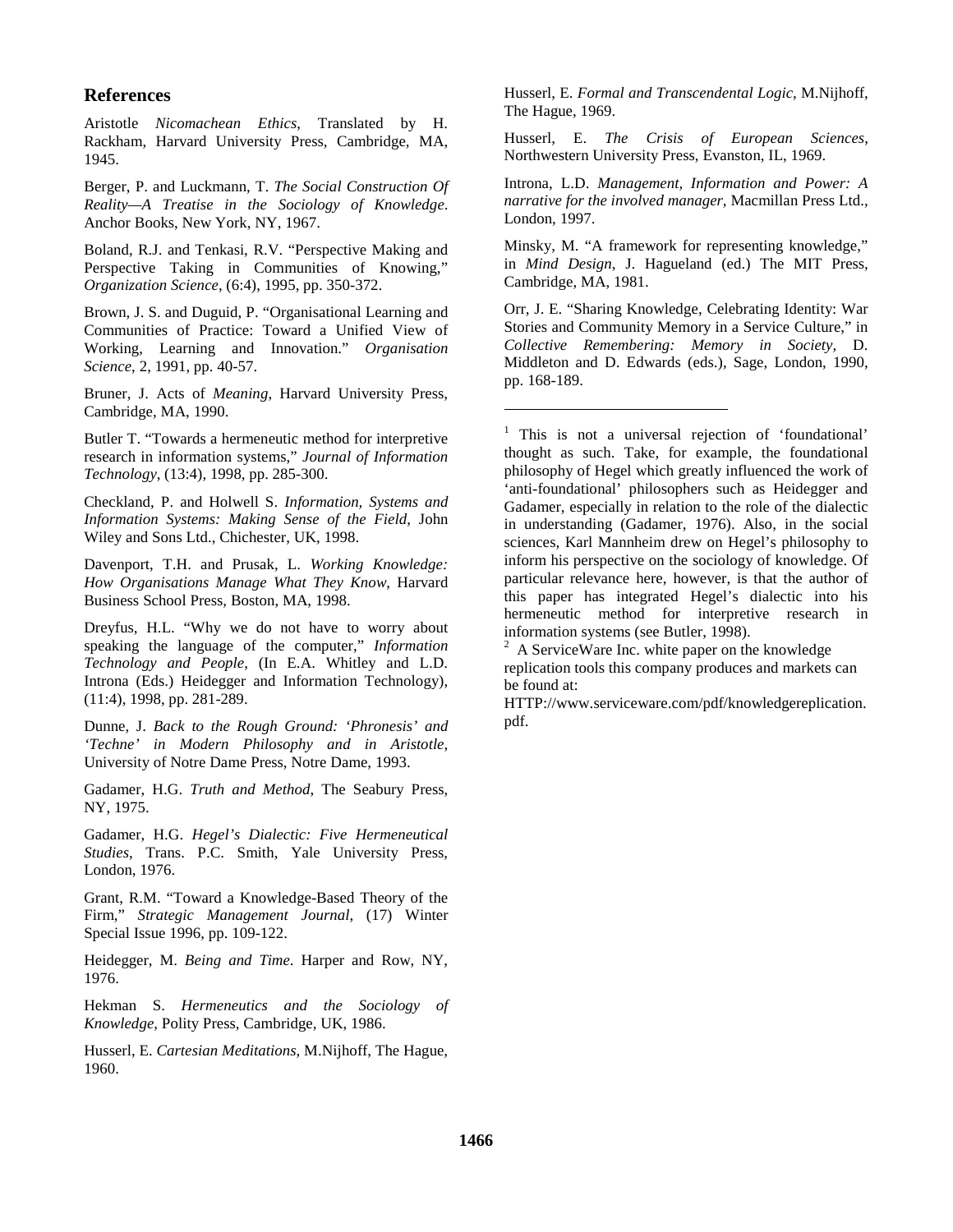## References

Aristotle *Nicomachean Ethics*, Translated by H. Rackham, Harvard University Press, Cambridge, MA, 1945.

Berger, P. and Luckmann, T. *The Social Construction Of Reality—A Treatise in the Sociology of Knowledge*. Anchor Books, New York, NY, 1967.

Boland, R.J. and Tenkasi, R.V. "Perspective Making and Perspective Taking in Communities of Knowing," *Organization Science*, (6:4), 1995, pp. 350-372.

Brown, J. S. and Duguid, P. "Organisational Learning and Communities of Practice: Toward a Unified View of Working, Learning and Innovation." *Organisation Science*, 2, 1991, pp. 40-57.

Bruner, J. Acts of *Meaning*, Harvard University Press, Cambridge, MA, 1990.

Butler T. "Towards a hermeneutic method for interpretive research in information systems," *Journal of Information Technology*, (13:4), 1998, pp. 285-300.

Checkland, P. and Holwell S. *Information, Systems and Information Systems: Making Sense of the Field*, John Wiley and Sons Ltd., Chichester, UK, 1998.

Davenport, T.H. and Prusak, L. *Working Knowledge: How Organisations Manage What They Know*, Harvard Business School Press, Boston, MA, 1998.

Dreyfus, H.L. "Why we do not have to worry about speaking the language of the computer," *Information Technology and People*, (In E.A. Whitley and L.D. Introna (Eds.) Heidegger and Information Technology), (11:4), 1998, pp. 281-289.

Dunne, J. *Back to the Rough Ground: 'Phronesis' and 'Techne' in Modern Philosophy and in Aristotle*, University of Notre Dame Press, Notre Dame, 1993.

Gadamer, H.G. *Truth and Method*, The Seabury Press, NY, 1975.

Gadamer, H.G. *Hegel's Dialectic: Five Hermeneutical Studies*, Trans. P.C. Smith, Yale University Press, London, 1976.

Grant, R.M. "Toward a Knowledge-Based Theory of the Firm," *Strategic Management Journal*, (17) Winter Special Issue 1996, pp. 109-122.

Heidegger, M. *Being and Time*. Harper and Row, NY, 1976.

Hekman S. *Hermeneutics and the Sociology of Knowledge*, Polity Press, Cambridge, UK, 1986.

Husserl, E. *Cartesian Meditations*, M.Nijhoff, The Hague, 1960.

Husserl, E. *Formal and Transcendental Logic*, M.Nijhoff, The Hague, 1969.

Husserl, E. *The Crisis of European Sciences*, Northwestern University Press, Evanston, IL, 1969.

Introna, L.D. *Management, Information and Power: A narrative for the involved manager*, Macmillan Press Ltd., London, 1997.

Minsky, M. "A framework for representing knowledge," in *Mind Design*, J. Hagueland (ed.) The MIT Press, Cambridge, MA, 1981.

Orr, J. E. "Sharing Knowledge, Celebrating Identity: War Stories and Community Memory in a Service Culture," in *Collective Remembering: Memory in Society*, D. Middleton and D. Edwards (eds.), Sage, London, 1990, pp. 168-189.

---

[1] This is not a universal rejection of 'foundational' thought as such. Take, for example, the foundational philosophy of Hegel which greatly influenced the work of 'anti-foundational' philosophers such as Heidegger and Gadamer, especially in relation to the role of the dialectic in understanding (Gadamer, 1976). Also, in the social sciences, Karl Mannheim drew on Hegel's philosophy to inform his perspective on the sociology of knowledge. Of particular relevance here, however, is that the author of this paper has integrated Hegel's dialectic into his hermeneutic method for interpretive research in information systems (see Butler, 1998).

[2] A ServiceWare Inc. white paper on the knowledge replication tools this company produces and markets can be found at:

HTTP://www.serviceware.com/pdf/knowledgereplication.pdf.